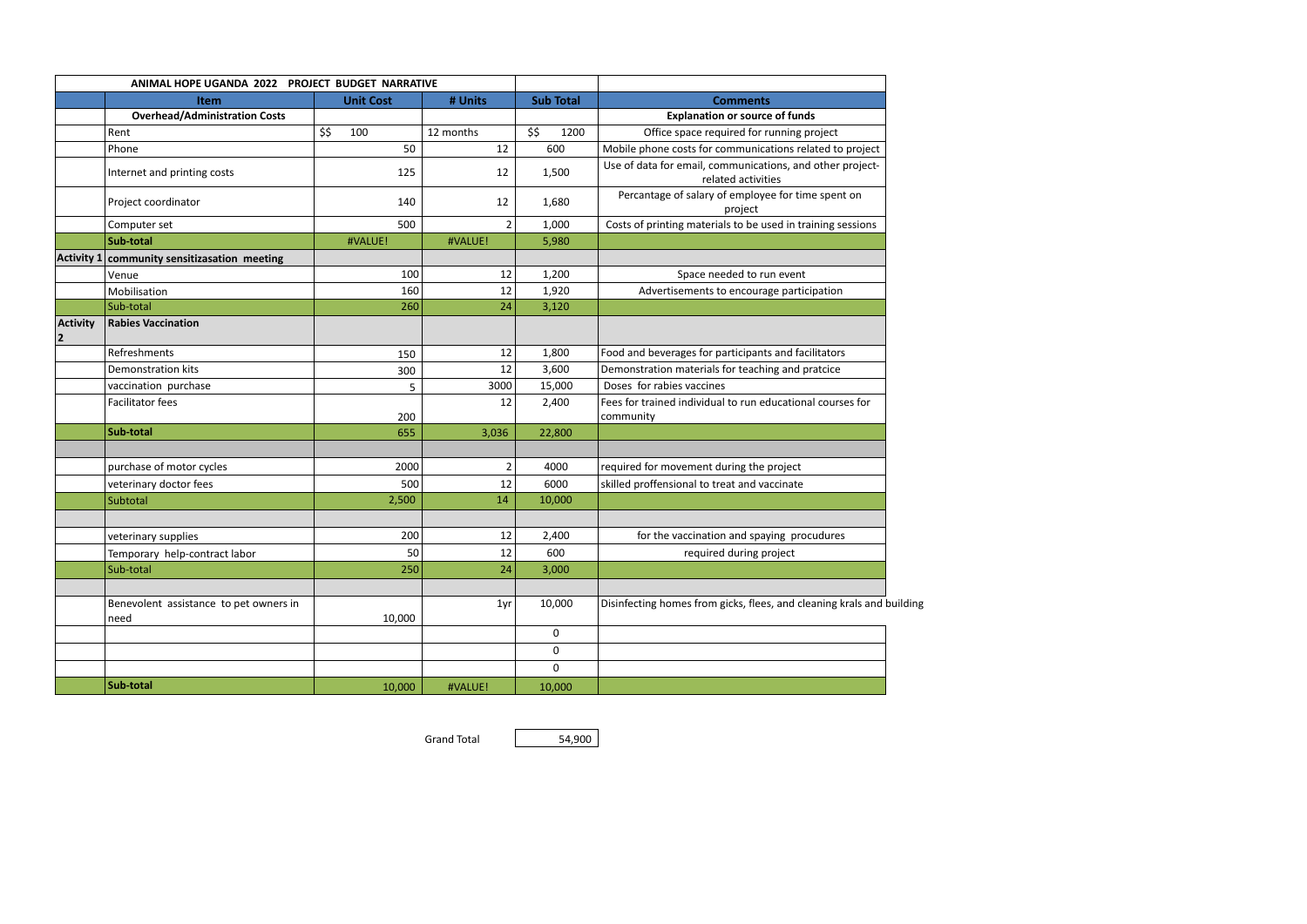| | ANIMAL HOPE UGANDA 2022 PROJECT BUDGET NARRATIVE | | | | |
|---|---|---|---|---|---|
| | **Item** | **Unit Cost** | **# Units** | **Sub Total** | **Comments** |
| | **Overhead/Administration Costs** | | | | **Explanation or source of funds** |
| | Rent | $$ 100 | 12 months | $$ 1200 | Office space required for running project |
| | Phone | 50 | 12 | 600 | Mobile phone costs for communications related to project |
| | Internet and printing costs | 125 | 12 | 1,500 | Use of data for email, communications, and other project-related activities |
| | Project coordinator | 140 | 12 | 1,680 | Percantage of salary of employee for time spent on project |
| | Computer set | 500 | 2 | 1,000 | Costs of printing materials to be used in training sessions |
| | **Sub-total** | #VALUE! | #VALUE! | 5,980 | |
| **Activity 1** | **community sensitizasation meeting** | | | | |
| | Venue | 100 | 12 | 1,200 | Space needed to run event |
| | Mobilisation | 160 | 12 | 1,920 | Advertisements to encourage participation |
| | Sub-total | 260 | 24 | 3,120 | |
| **Activity 2** | **Rabies Vaccination** | | | | |
| | Refreshments | 150 | 12 | 1,800 | Food and beverages for participants and facilitators |
| | Demonstration kits | 300 | 12 | 3,600 | Demonstration materials for teaching and pratcice |
| | vaccination purchase | 5 | 3000 | 15,000 | Doses for rabies vaccines |
| | Facilitator fees | 200 | 12 | 2,400 | Fees for trained individual to run educational courses for community |
| | **Sub-total** | 655 | 3,036 | 22,800 | |
| | | | | | |
| | purchase of motor cycles | 2000 | 2 | 4000 | required for movement during the project |
| | veterinary doctor fees | 500 | 12 | 6000 | skilled proffensional to treat and vaccinate |
| | Subtotal | 2,500 | 14 | 10,000 | |
| | | | | | |
| | veterinary supplies | 200 | 12 | 2,400 | for the vaccination and spaying procudures |
| | Temporary help-contract labor | 50 | 12 | 600 | required during project |
| | Sub-total | 250 | 24 | 3,000 | |
| | | | | | |
| | Benevolent assistance to pet owners in need | 10,000 | 1yr | 10,000 | Disinfecting homes from gicks, flees, and cleaning krals and building |
| | | | | 0 | |
| | | | | 0 | |
| | | | | 0 | |
| | **Sub-total** | 10,000 | #VALUE! | 10,000 | |

Grand Total 54,900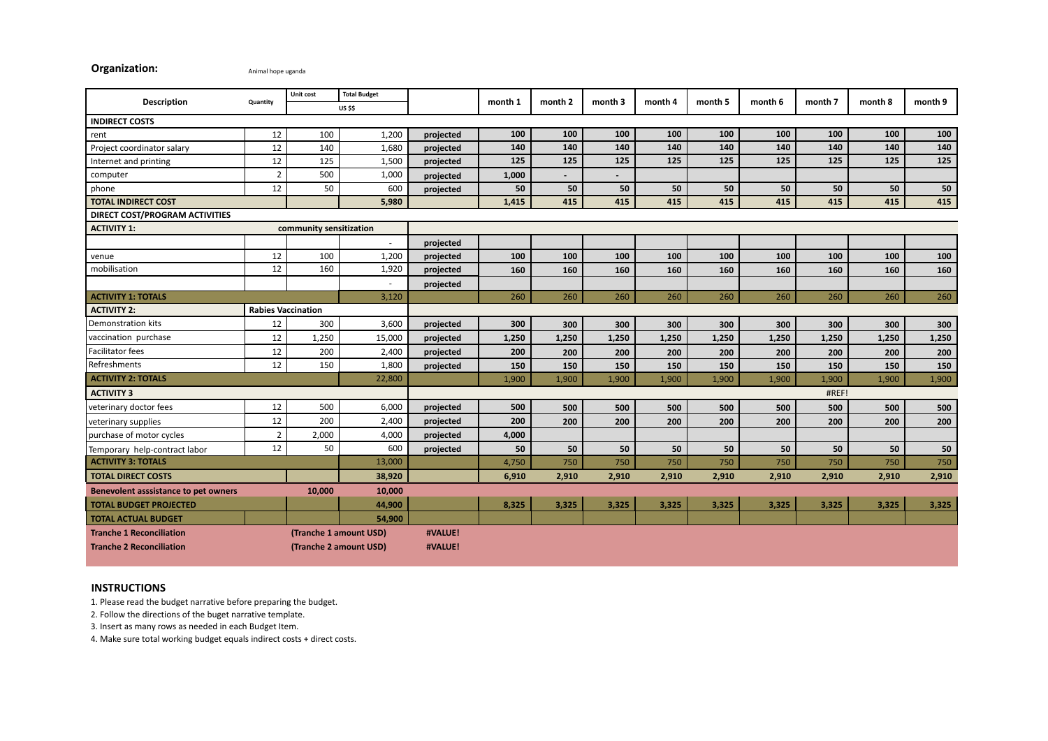**Organization:** Animal hope uganda

| Description | Quantity | Unit cost | Total Budget | | month 1 | month 2 | month 3 | month 4 | month 5 | month 6 | month 7 | month 8 | month 9 |
|---|---|---|---|---|---|---|---|---|---|---|---|---|---|
| | | US $$ | | | | | | | | | | | |
| **INDIRECT COSTS** | | | | | | | | | | | | | |
| rent | 12 | 100 | 1,200 | projected | 100 | 100 | 100 | 100 | 100 | 100 | 100 | 100 | 100 |
| Project coordinator salary | 12 | 140 | 1,680 | projected | 140 | 140 | 140 | 140 | 140 | 140 | 140 | 140 | 140 |
| Internet and printing | 12 | 125 | 1,500 | projected | 125 | 125 | 125 | 125 | 125 | 125 | 125 | 125 | 125 |
| computer | 2 | 500 | 1,000 | projected | 1,000 | - | - | | | | | | |
| phone | 12 | 50 | 600 | projected | 50 | 50 | 50 | 50 | 50 | 50 | 50 | 50 | 50 |
| **TOTAL INDIRECT COST** | | | 5,980 | | 1,415 | 415 | 415 | 415 | 415 | 415 | 415 | 415 | 415 |
| **DIRECT COST/PROGRAM ACTIVITIES** | | | | | | | | | | | | | |
| **ACTIVITY 1:** | **community sensitization** | | | | | | | | | | | | |
| | | | - | projected | | | | | | | | | |
| venue | 12 | 100 | 1,200 | projected | 100 | 100 | 100 | 100 | 100 | 100 | 100 | 100 | 100 |
| mobilisation | 12 | 160 | 1,920 | projected | 160 | 160 | 160 | 160 | 160 | 160 | 160 | 160 | 160 |
| | | | - | projected | | | | | | | | | |
| **ACTIVITY 1: TOTALS** | | | 3,120 | | 260 | 260 | 260 | 260 | 260 | 260 | 260 | 260 | 260 |
| **ACTIVITY 2:** | **Rabies Vaccination** | | | | | | | | | | | | |
| Demonstration kits | 12 | 300 | 3,600 | projected | 300 | 300 | 300 | 300 | 300 | 300 | 300 | 300 | 300 |
| vaccination purchase | 12 | 1,250 | 15,000 | projected | 1,250 | 1,250 | 1,250 | 1,250 | 1,250 | 1,250 | 1,250 | 1,250 | 1,250 |
| Facilitator fees | 12 | 200 | 2,400 | projected | 200 | 200 | 200 | 200 | 200 | 200 | 200 | 200 | 200 |
| Refreshments | 12 | 150 | 1,800 | projected | 150 | 150 | 150 | 150 | 150 | 150 | 150 | 150 | 150 |
| **ACTIVITY 2: TOTALS** | | | 22,800 | | 1,900 | 1,900 | 1,900 | 1,900 | 1,900 | 1,900 | 1,900 | 1,900 | 1,900 |
| **ACTIVITY 3** | | | | | | | | | | | #REF! | | |
| veterinary doctor fees | 12 | 500 | 6,000 | projected | 500 | 500 | 500 | 500 | 500 | 500 | 500 | 500 | 500 |
| veterinary supplies | 12 | 200 | 2,400 | projected | 200 | 200 | 200 | 200 | 200 | 200 | 200 | 200 | 200 |
| purchase of motor cycles | 2 | 2,000 | 4,000 | projected | 4,000 | | | | | | | | |
| Temporary help-contract labor | 12 | 50 | 600 | projected | 50 | 50 | 50 | 50 | 50 | 50 | 50 | 50 | 50 |
| **ACTIVITY 3: TOTALS** | | | 13,000 | | 4,750 | 750 | 750 | 750 | 750 | 750 | 750 | 750 | 750 |
| **TOTAL DIRECT COSTS** | | | 38,920 | | 6,910 | 2,910 | 2,910 | 2,910 | 2,910 | 2,910 | 2,910 | 2,910 | 2,910 |
| **Benevolent asssistance to pet owners** | | 10,000 | 10,000 | | | | | | | | | | |
| **TOTAL BUDGET PROJECTED** | | | 44,900 | | 8,325 | 3,325 | 3,325 | 3,325 | 3,325 | 3,325 | 3,325 | 3,325 | 3,325 |
| **TOTAL ACTUAL BUDGET** | | | 54,900 | | | | | | | | | | |
| **Tranche 1 Reconciliation** | | (Tranche 1 amount USD) | | #VALUE! | | | | | | | | | |
| **Tranche 2 Reconciliation** | | (Tranche 2 amount USD) | | #VALUE! | | | | | | | | | |

## INSTRUCTIONS

1. Please read the budget narrative before preparing the budget.
2. Follow the directions of the buget narrative template.
3. Insert as many rows as needed in each Budget Item.
4. Make sure total working budget equals indirect costs + direct costs.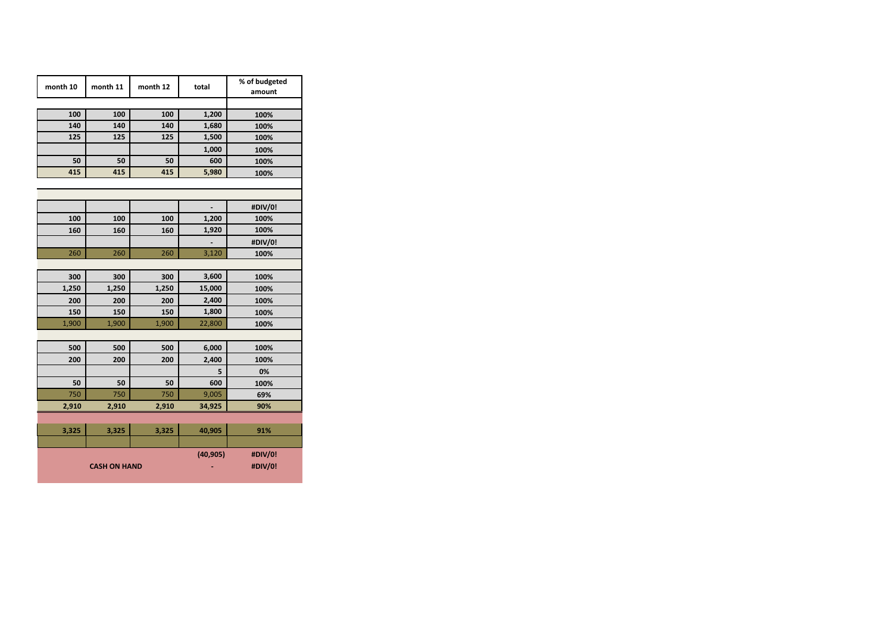| month 10 | month 11 | month 12 | total | % of budgeted amount |
|---|---|---|---|---|
| | | | | |
| 100 | 100 | 100 | 1,200 | 100% |
| 140 | 140 | 140 | 1,680 | 100% |
| 125 | 125 | 125 | 1,500 | 100% |
| | | | 1,000 | 100% |
| 50 | 50 | 50 | 600 | 100% |
| 415 | 415 | 415 | 5,980 | 100% |
| | | | | |
| | | | | |
| | | | - | #DIV/0! |
| 100 | 100 | 100 | 1,200 | 100% |
| 160 | 160 | 160 | 1,920 | 100% |
| | | | - | #DIV/0! |
| 260 | 260 | 260 | 3,120 | 100% |
| | | | | |
| 300 | 300 | 300 | 3,600 | 100% |
| 1,250 | 1,250 | 1,250 | 15,000 | 100% |
| 200 | 200 | 200 | 2,400 | 100% |
| 150 | 150 | 150 | 1,800 | 100% |
| 1,900 | 1,900 | 1,900 | 22,800 | 100% |
| | | | | |
| 500 | 500 | 500 | 6,000 | 100% |
| 200 | 200 | 200 | 2,400 | 100% |
| | | | 5 | 0% |
| 50 | 50 | 50 | 600 | 100% |
| 750 | 750 | 750 | 9,005 | 69% |
| 2,910 | 2,910 | 2,910 | 34,925 | 90% |
| | | | | |
| 3,325 | 3,325 | 3,325 | 40,905 | 91% |
| | | | | |
| | | | (40,905) | #DIV/0! |
| CASH ON HAND | | | - | #DIV/0! |